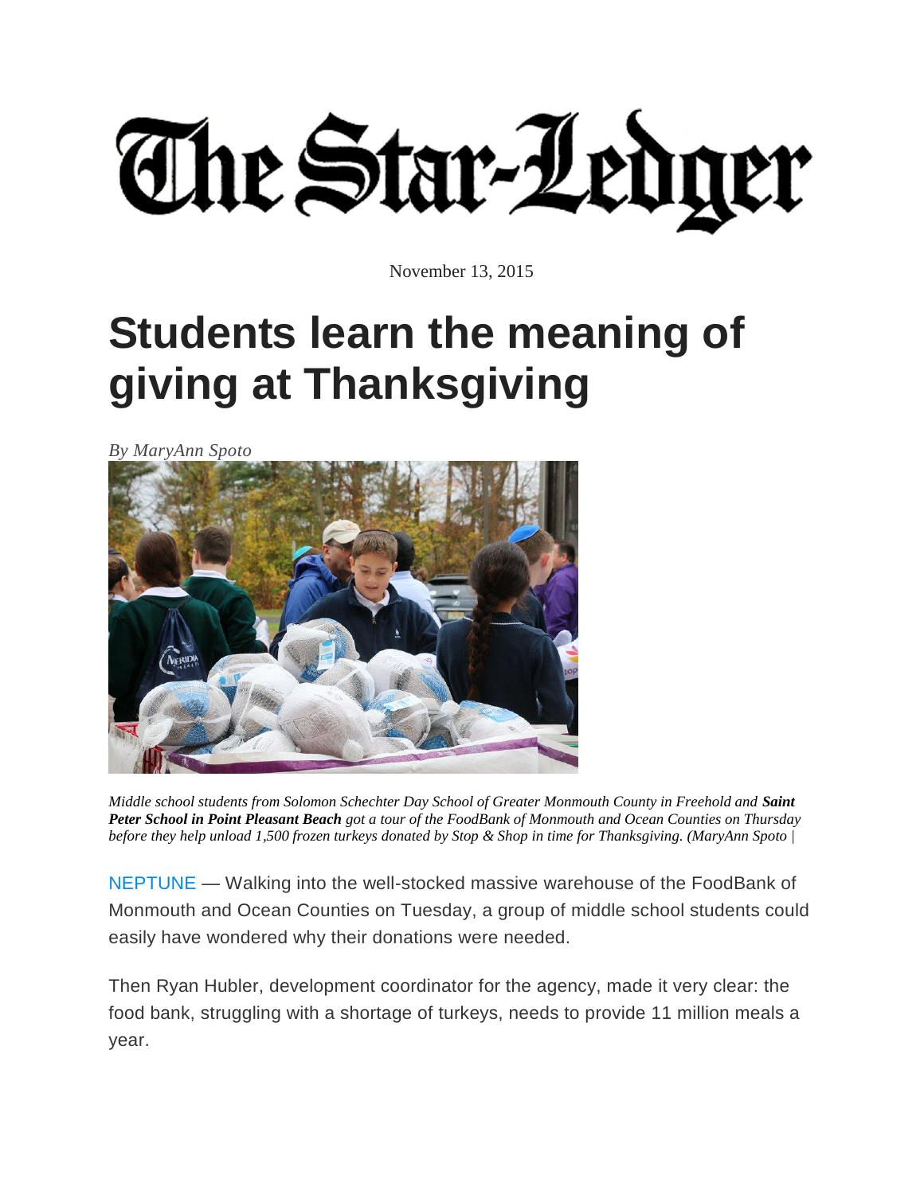# The Star-Ledger

November 13, 2015

# Students learn the meaning of giving at Thanksgiving

*By MaryAnn Spoto*

*Middle school students from Solomon Schechter Day School of Greater Monmouth County in Freehold and* ***Saint Peter School in Point Pleasant Beach*** *got a tour of the FoodBank of Monmouth and Ocean Counties on Thursday before they help unload 1,500 frozen turkeys donated by Stop & Shop in time for Thanksgiving. (MaryAnn Spoto |*

NEPTUNE — Walking into the well-stocked massive warehouse of the FoodBank of Monmouth and Ocean Counties on Tuesday, a group of middle school students could easily have wondered why their donations were needed.

Then Ryan Hubler, development coordinator for the agency, made it very clear: the food bank, struggling with a shortage of turkeys, needs to provide 11 million meals a year.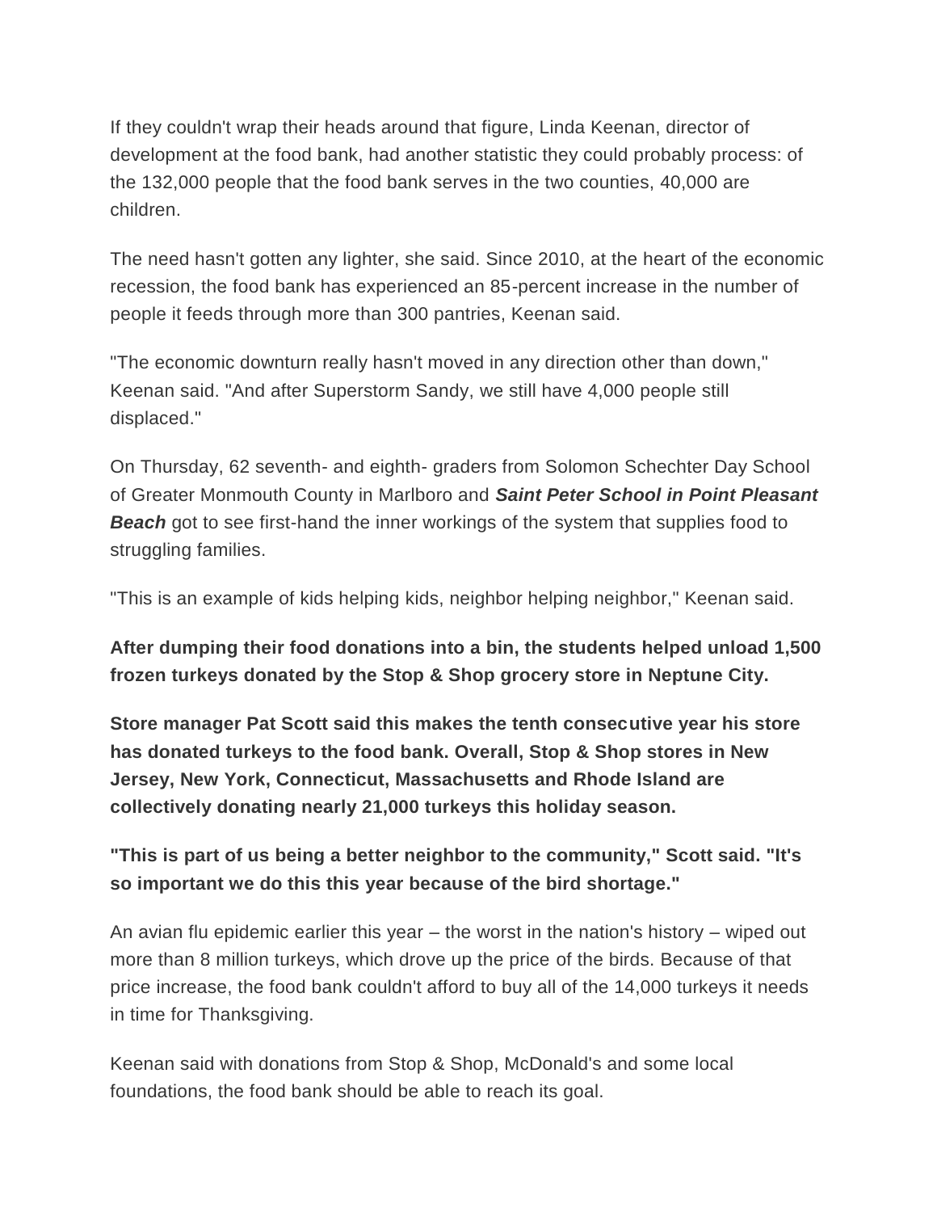If they couldn't wrap their heads around that figure, Linda Keenan, director of development at the food bank, had another statistic they could probably process: of the 132,000 people that the food bank serves in the two counties, 40,000 are children.

The need hasn't gotten any lighter, she said. Since 2010, at the heart of the economic recession, the food bank has experienced an 85-percent increase in the number of people it feeds through more than 300 pantries, Keenan said.

"The economic downturn really hasn't moved in any direction other than down," Keenan said. "And after Superstorm Sandy, we still have 4,000 people still displaced."

On Thursday, 62 seventh- and eighth- graders from Solomon Schechter Day School of Greater Monmouth County in Marlboro and ***Saint Peter School in Point Pleasant Beach*** got to see first-hand the inner workings of the system that supplies food to struggling families.

"This is an example of kids helping kids, neighbor helping neighbor," Keenan said.

**After dumping their food donations into a bin, the students helped unload 1,500 frozen turkeys donated by the Stop & Shop grocery store in Neptune City.**

**Store manager Pat Scott said this makes the tenth consecutive year his store has donated turkeys to the food bank. Overall, Stop & Shop stores in New Jersey, New York, Connecticut, Massachusetts and Rhode Island are collectively donating nearly 21,000 turkeys this holiday season.**

**"This is part of us being a better neighbor to the community," Scott said. "It's so important we do this this year because of the bird shortage."**

An avian flu epidemic earlier this year – the worst in the nation's history – wiped out more than 8 million turkeys, which drove up the price of the birds. Because of that price increase, the food bank couldn't afford to buy all of the 14,000 turkeys it needs in time for Thanksgiving.

Keenan said with donations from Stop & Shop, McDonald's and some local foundations, the food bank should be able to reach its goal.